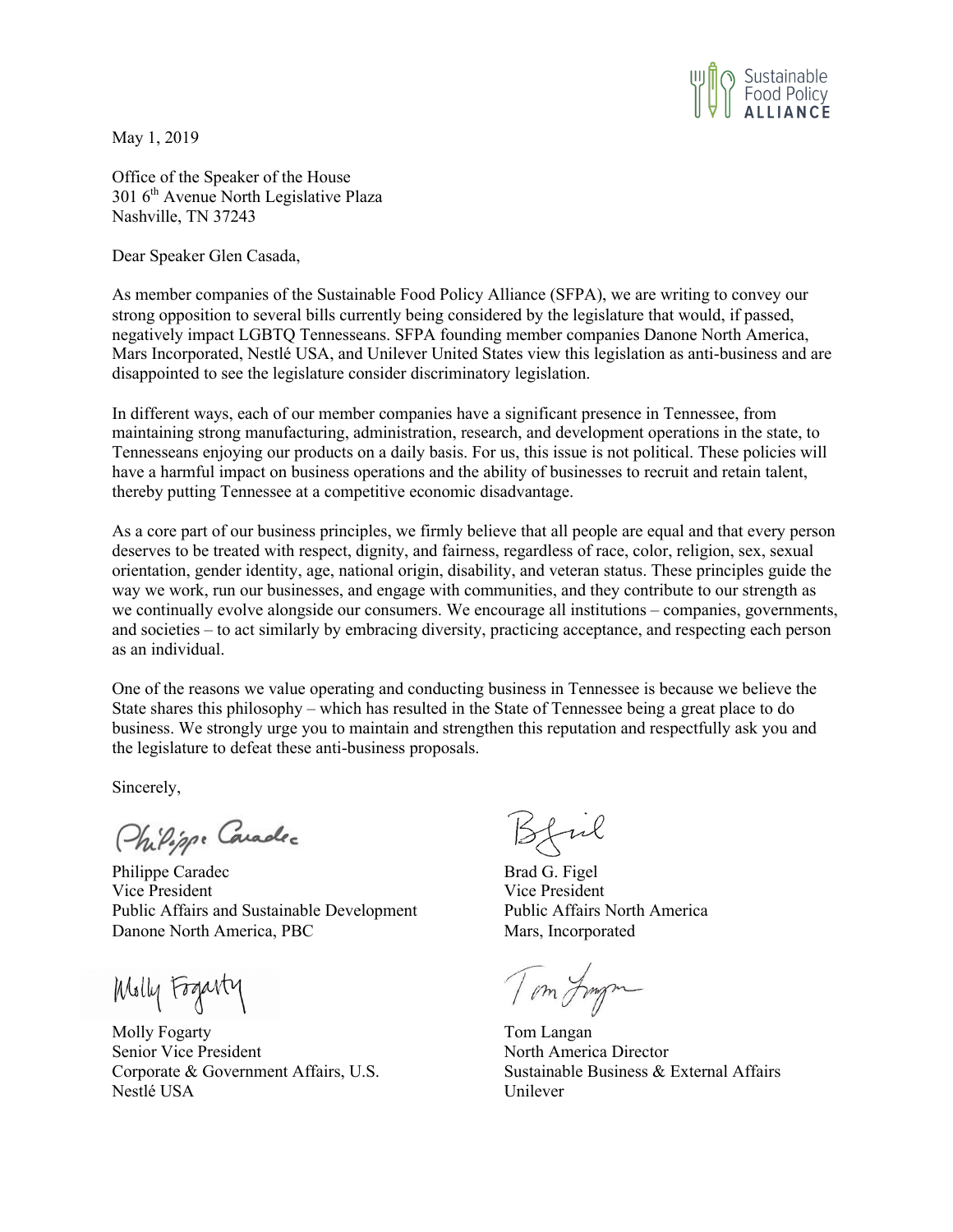Sustainable Food Policy ALLIANCE

May 1, 2019

Office of the Speaker of the House
301 6th Avenue North Legislative Plaza
Nashville, TN 37243

Dear Speaker Glen Casada,

As member companies of the Sustainable Food Policy Alliance (SFPA), we are writing to convey our strong opposition to several bills currently being considered by the legislature that would, if passed, negatively impact LGBTQ Tennesseans. SFPA founding member companies Danone North America, Mars Incorporated, Nestlé USA, and Unilever United States view this legislation as anti-business and are disappointed to see the legislature consider discriminatory legislation.

In different ways, each of our member companies have a significant presence in Tennessee, from maintaining strong manufacturing, administration, research, and development operations in the state, to Tennesseans enjoying our products on a daily basis. For us, this issue is not political. These policies will have a harmful impact on business operations and the ability of businesses to recruit and retain talent, thereby putting Tennessee at a competitive economic disadvantage.

As a core part of our business principles, we firmly believe that all people are equal and that every person deserves to be treated with respect, dignity, and fairness, regardless of race, color, religion, sex, sexual orientation, gender identity, age, national origin, disability, and veteran status. These principles guide the way we work, run our businesses, and engage with communities, and they contribute to our strength as we continually evolve alongside our consumers. We encourage all institutions – companies, governments, and societies – to act similarly by embracing diversity, practicing acceptance, and respecting each person as an individual.

One of the reasons we value operating and conducting business in Tennessee is because we believe the State shares this philosophy – which has resulted in the State of Tennessee being a great place to do business. We strongly urge you to maintain and strengthen this reputation and respectfully ask you and the legislature to defeat these anti-business proposals.

Sincerely,

Philippe Caradec
Vice President
Public Affairs and Sustainable Development
Danone North America, PBC

Brad G. Figel
Vice President
Public Affairs North America
Mars, Incorporated

Molly Fogarty
Senior Vice President
Corporate & Government Affairs, U.S.
Nestlé USA

Tom Langan
North America Director
Sustainable Business & External Affairs
Unilever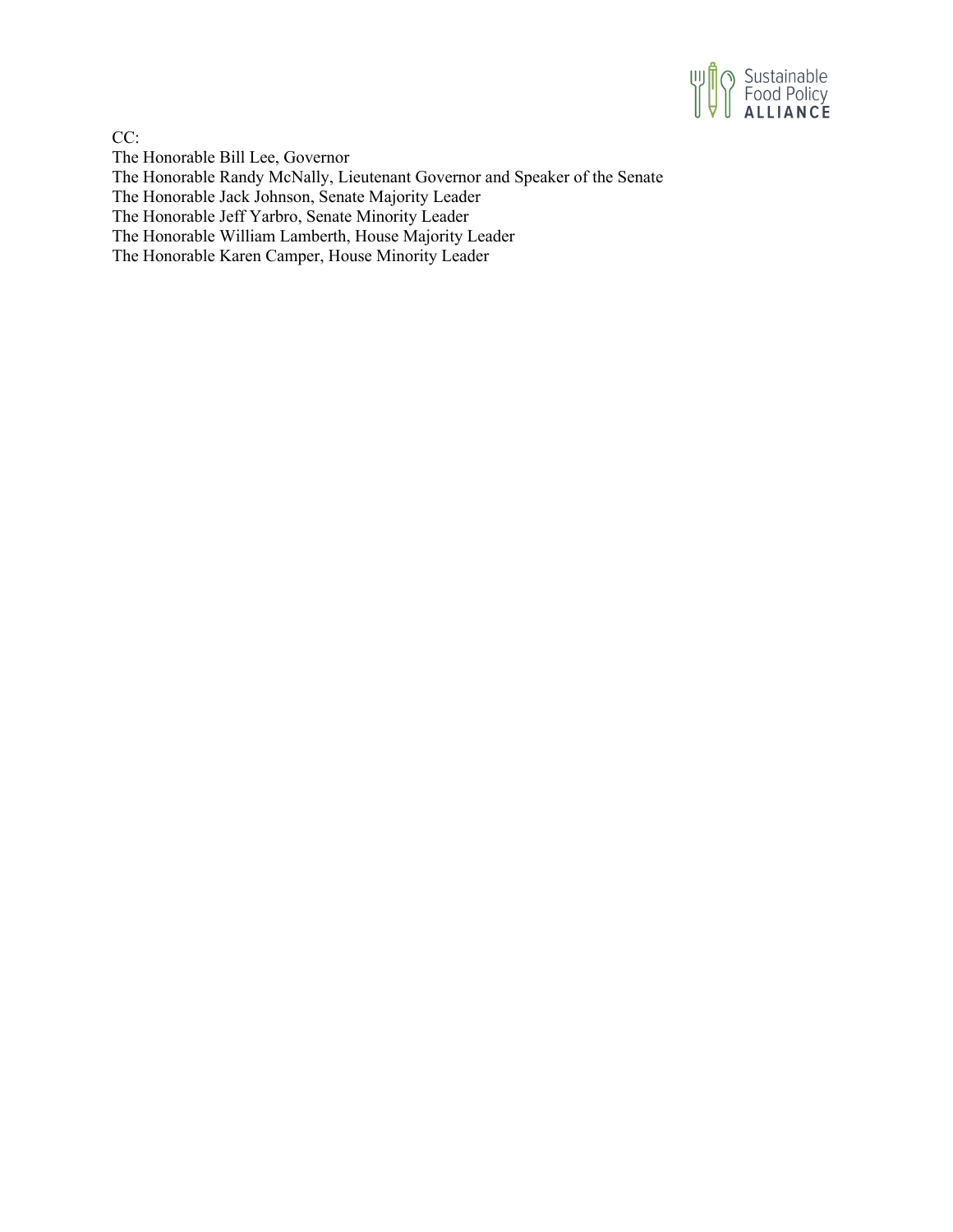CC:
The Honorable Bill Lee, Governor
The Honorable Randy McNally, Lieutenant Governor and Speaker of the Senate
The Honorable Jack Johnson, Senate Majority Leader
The Honorable Jeff Yarbro, Senate Minority Leader
The Honorable William Lamberth, House Majority Leader
The Honorable Karen Camper, House Minority Leader